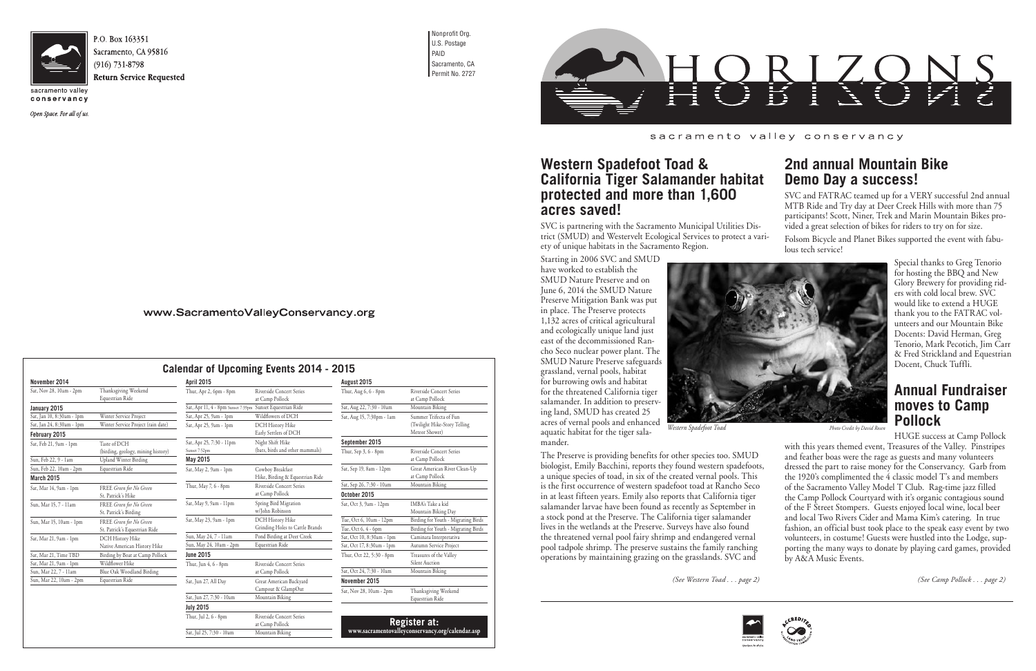P.O. Box 163351
Sacramento, CA 95816
(916) 731-8798
**Return Service Requested**

sacramento valley
conservancy

*Open Space. For all of us.*

Nonprofit Org.
U.S. Postage
PAID
Sacramento, CA
Permit No. 2727

www.SacramentoValleyConservancy.org

## Calendar of Upcoming Events 2014 - 2015

| Date | Event |
|---|---|
| **November 2014** | |
| Sat, Nov 28, 10am - 2pm | Thanksgiving Weekend Equestrian Ride |
| **January 2015** | |
| Sat, Jan 10, 8:30am - 1pm | Winter Service Project |
| Sat, Jan 24, 8:30am - 1pm | Winter Service Project (rain date) |
| **February 2015** | |
| Sat, Feb 21, 9am - 1pm | Taste of DCH (birding, geology, mining history) |
| Sun, Feb 22, 9 - 1am | Upland Winter Birding |
| Sun, Feb 22, 10am - 2pm | Equestrian Ride |
| **March 2015** | |
| Sat, Mar 14, 9am - 1pm | FREE *Green for No Green* St. Patrick's Hike |
| Sun, Mar 15, 7 - 11am | FREE *Green for No Green* St. Patrick's Birding |
| Sun, Mar 15, 10am - 1pm | FREE *Green for No Green* St. Patrick's Equestrian Ride |
| Sat, Mar 21, 9am - 1pm | DCH History Hike Native American History Hike |
| Sat, Mar 21, Time TBD | Birding by Boat at Camp Pollock |
| Sat, Mar 21, 9am - 1pm | Wildflower Hike |
| Sun, Mar 22, 7 - 11am | Blue Oak Woodland Birding |
| Sun, Mar 22, 10am - 2pm | Equestrian Ride |
| **April 2015** | |
| Thur, Apr 2, 6pm - 8pm | Riverside Concert Series at Camp Pollock |
| Sat, Apr 11, 4 - 8pm Sunset 7:39pm | Sunset Equestrian Ride |
| Sat, Apr 25, 9am - 1pm | Wildflowers of DCH |
| Sat, Apr 25, 9am - 1pm | DCH History Hike Early Settlers of DCH |
| Sat, Apr 25, 7:30 - 11pm Sunset 7:52pm | Night Shift Hike (bats, birds and other mammals) |
| **May 2015** | |
| Sat, May 2, 9am - 1pm | Cowboy Breakfast Hike, Birding & Equestrian Ride |
| Thur, May 7, 6 - 8pm | Riverside Concert Series at Camp Pollock |
| Sat, May 9, 9am - 11pm | Spring Bird Migration w/John Robinson |
| Sat, May 23, 9am - 1pm | DCH History Hike Grinding Holes to Cattle Brands |
| Sun, May 24, 7 - 11am | Pond Birding at Deer Creek |
| Sun, May 24, 10am - 2pm | Equestrian Ride |
| **June 2015** | |
| Thur, Jun 4, 6 - 8pm | Riverside Concert Series at Camp Pollock |
| Sat, Jun 27, All Day | Great American Backyard Campout & GlampOut |
| Sat, Jun 27, 7:30 - 10am | Mountain Biking |
| **July 2015** | |
| Thur, Jul 2, 6 - 8pm | Riverside Concert Series at Camp Pollock |
| Sat, Jul 25, 7:30 - 10am | Mountain Biking |
| **August 2015** | |
| Thur, Aug 6, 6 - 8pm | Riverside Concert Series at Camp Pollock |
| Sat, Aug 22, 7:30 - 10am | Mountain Biking |
| Sat, Aug 15, 7:30pm - 1am | Summer Trifecta of Fun (Twilight Hike-Story Telling Meteor Shower) |
| **September 2015** | |
| Thur, Sep 3, 6 - 8pm | Riverside Concert Series at Camp Pollock |
| Sat, Sep 19, 8am - 12pm | Great American River Clean-Up at Camp Pollock |
| Sat, Sep 26, 7:30 - 10am | Mountain Biking |
| **October 2015** | |
| Sat, Oct 3, 9am - 12pm | IMBA's Take a kid Mountain Biking Day |
| Tue, Oct 6, 10am - 12pm | Birding for Youth - Migrating Birds |
| Tue, Oct 6, 4 - 6pm | Birding for Youth - Migrating Birds |
| Sat, Oct 10, 8:30am - 1pm | Caminata Interpretativa |
| Sat, Oct 17, 8:30am - 1pm | Autumn Service Project |
| Thur, Oct 22, 5:30 - 8pm | Treasures of the Valley Silent Auction |
| Sat, Oct 24, 7:30 - 10am | Mountain Biking |
| **November 2015** | |
| Sat, Nov 28, 10am - 2pm | Thanksgiving Weekend Equestrian Ride |

**Register at:**
**www.sacramentovalleyconservancy.org/calendar.asp**

# HORIZONS

sacramento valley conservancy

## Western Spadefoot Toad & California Tiger Salamander habitat protected and more than 1,600 acres saved!

SVC is partnering with the Sacramento Municipal Utilities District (SMUD) and Westervelt Ecological Services to protect a variety of unique habitats in the Sacramento Region.

Starting in 2006 SVC and SMUD have worked to establish the SMUD Nature Preserve and on June 6, 2014 the SMUD Nature Preserve Mitigation Bank was put in place. The Preserve protects 1,132 acres of critical agricultural and ecologically unique land just east of the decommissioned Rancho Seco nuclear power plant. The SMUD Nature Preserve safeguards grassland, vernal pools, habitat for burrowing owls and habitat for the threatened California tiger salamander. In addition to preserving land, SMUD has created 25 acres of vernal pools and enhanced aquatic habitat for the tiger salamander.

*Western Spadefoot Toad* — *Photo Credit by David Rosen*

The Preserve is providing benefits for other species too. SMUD biologist, Emily Bacchini, reports they found western spadefoots, a unique species of toad, in six of the created vernal pools. This is the first occurrence of western spadefoot toad at Rancho Seco in at least fifteen years. Emily also reports that California tiger salamander larvae have been found as recently as September in a stock pond at the Preserve. The California tiger salamander lives in the wetlands at the Preserve. Surveys have also found the threatened vernal pool fairy shrimp and endangered vernal pool tadpole shrimp. The preserve sustains the family ranching operations by maintaining grazing on the grasslands. SVC and

*(See Western Toad . . . page 2)*

## 2nd annual Mountain Bike Demo Day a success!

SVC and FATRAC teamed up for a VERY successful 2nd annual MTB Ride and Try day at Deer Creek Hills with more than 75 participants! Scott, Niner, Trek and Marin Mountain Bikes provided a great selection of bikes for riders to try on for size.

Folsom Bicycle and Planet Bikes supported the event with fabulous tech service!

Special thanks to Greg Tenorio for hosting the BBQ and New Glory Brewery for providing riders with cold local brew. SVC would like to extend a HUGE thank you to the FATRAC volunteers and our Mountain Bike Docents: David Herman, Greg Tenorio, Mark Pecotich, Jim Carr & Fred Strickland and Equestrian Docent, Chuck Tuffli.

## Annual Fundraiser moves to Camp Pollock

HUGE success at Camp Pollock with this years themed event, Treasures of the Valley. Pinstripes and feather boas were the rage as guests and many volunteers dressed the part to raise money for the Conservancy. Garb from the 1920's complimented the 4 classic model T's and members of the Sacramento Valley Model T Club. Rag-time jazz filled the Camp Pollock Courtyard with it's organic contagious sound of the F Street Stompers. Guests enjoyed local wine, local beer and local Two Rivers Cider and Mama Kim's catering. In true fashion, an official bust took place to the speak easy event by two volunteers, in costume! Guests were hustled into the Lodge, supporting the many ways to donate by playing card games, provided by A&A Music Events.

*(See Camp Pollock . . . page 2)*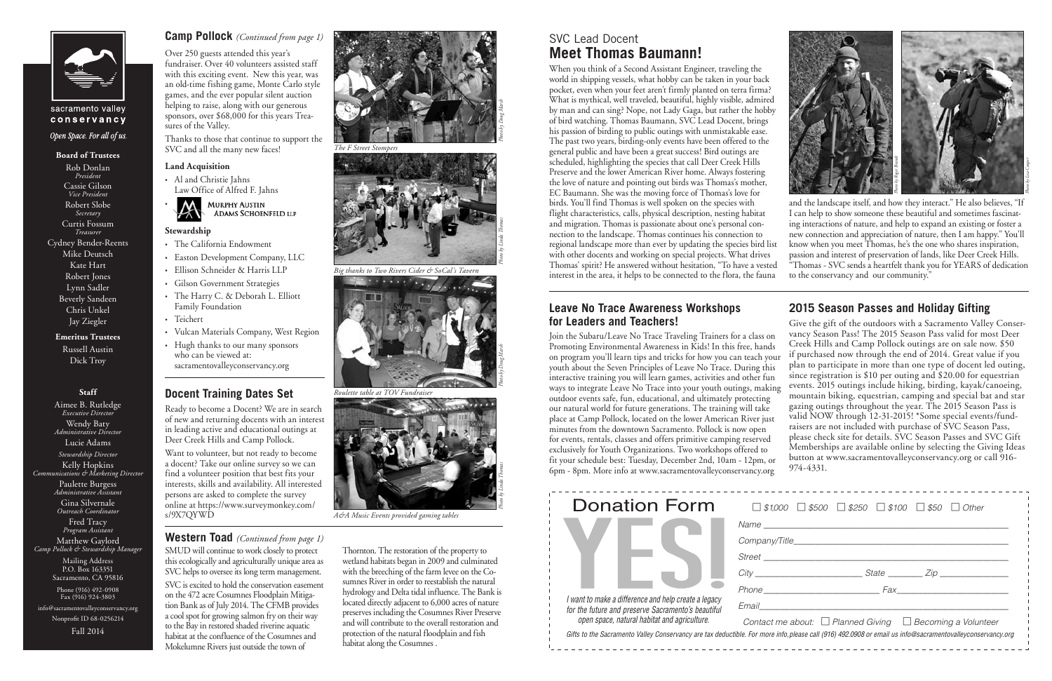sacramento valley
**conservancy**

*Open Space. For all of us.*

**Board of Trustees**

Rob Donlan
*President*
Cassie Gilson
*Vice President*
Robert Slobe
*Secretary*
Curtis Fossum
*Treasurer*
Cydney Bender-Reents
Mike Deutsch
Kate Hart
Robert Jones
Lynn Sadler
Beverly Sandeen
Chris Unkel
Jay Ziegler

**Emeritus Trustees**

Russell Austin
Dick Troy

**Staff**

Aimee B. Rutledge
*Executive Director*
Wendy Baty
*Administrative Director*
Lucie Adams
*Stewardship Director*
Kelly Hopkins
*Communications & Marketing Director*
Paulette Burgess
*Administrative Assistant*
Gina Silvernale
*Outreach Coordinator*
Fred Tracy
*Program Assistant*
Matthew Gaylord
*Camp Pollock & Stewardship Manager*

Mailing Address
P.O. Box 163351
Sacramento, CA 95816

Phone (916) 492-0908
Fax (916) 924-3803

info@sacramentovalleyconservancy.org

Nonprofit ID 68-0256214

Fall 2014

## Camp Pollock *(Continued from page 1)*

Over 250 guests attended this year's fundraiser. Over 40 volunteers assisted staff with this exciting event. New this year, was an old-time fishing game, Monte Carlo style games, and the ever popular silent auction helping to raise, along with our generous sponsors, over $68,000 for this years Treasures of the Valley.

Thanks to those that continue to support the SVC and all the many new faces!

**Land Acquisition**

- Al and Christie Jahns Law Office of Alfred F. Jahns
- Murphy Austin Adams Schoenfeld LLP

**Stewardship**

- The California Endowment
- Easton Development Company, LLC
- Ellison Schneider & Harris LLP
- Gilson Government Strategies
- The Harry C. & Deborah L. Elliott Family Foundation
- Teichert
- Vulcan Materials Company, West Region
- Hugh thanks to our many sponsors who can be viewed at: sacramentovalleyconservancy.org

*The F Street Stompers* (Photo by Doug Marsh)

*Big thanks to Two Rivers Cider & SoCal's Tavern* (Photo by Linda Thomas)

*Roulette table at TOV Fundraiser* (Photo by Doug Marsh)

*A&A Music Events provided gaming tables* (Photo by Linda Thomas)

## Docent Training Dates Set

Ready to become a Docent? We are in search of new and returning docents with an interest in leading active and educational outings at Deer Creek Hills and Camp Pollock.

Want to volunteer, but not ready to become a docent? Take our online survey so we can find a volunteer position that best fits your interests, skills and availability. All interested persons are asked to complete the survey online at https://www.surveymonkey.com/s/9X7QYWD

## Western Toad *(Continued from page 1)*

SMUD will continue to work closely to protect this ecologically and agriculturally unique area as SVC helps to oversee its long term management.

SVC is excited to hold the conservation easement on the 472 acre Cosumnes Floodplain Mitigation Bank as of July 2014. The CFMB provides a cool spot for growing salmon fry on their way to the Bay in restored shaded riverine aquatic habitat at the confluence of the Cosumnes and Mokelumne Rivers just outside the town of Thornton. The restoration of the property to wetland habitats began in 2009 and culminated with the breeching of the farm levee on the Cosumnes River in order to reestablish the natural hydrology and Delta tidal influence. The Bank is located directly adjacent to 6,000 acres of nature preserves including the Cosumnes River Preserve and will contribute to the overall restoration and protection of the natural floodplain and fish habitat along the Cosumnes .

SVC Lead Docent

# Meet Thomas Baumann!

When you think of a Second Assistant Engineer, traveling the world in shipping vessels, what hobby can be taken in your back pocket, even when your feet aren't firmly planted on terra firma? What is mythical, well traveled, beautiful, highly visible, admired by man and can sing? Nope, not Lady Gaga, but rather the hobby of bird watching. Thomas Baumann, SVC Lead Docent, brings his passion of birding to public outings with unmistakable ease. The past two years, birding-only events have been offered to the general public and have been a great success! Bird outings are scheduled, highlighting the species that call Deer Creek Hills Preserve and the lower American River home. Always fostering the love of nature and pointing out birds was Thomas's mother, EC Baumann. She was the moving force of Thomas's love for birds. You'll find Thomas is well spoken on the species with flight characteristics, calls, physical description, nesting habitat and migration. Thomas is passionate about one's personal connection to the landscape. Thomas continues his connection to regional landscape more than ever by updating the species bird list with other docents and working on special projects. What drives Thomas' spirit? He answered without hesitation, "To have a vested interest in the area, it helps to be connected to the flora, the fauna and the landscape itself, and how they interact." He also believes, "If I can help to show someone these beautiful and sometimes fascinating interactions of nature, and help to expand an existing or foster a new connection and appreciation of nature, then I am happy." You'll know when you meet Thomas, he's the one who shares inspiration, passion and interest of preservation of lands, like Deer Creek Hills. "Thomas - SVC sends a heartfelt thank you for YEARS of dedication to the conservancy and our community."

(Photo by Roger Brandt) (Photo by Lisa Cooper)

## Leave No Trace Awareness Workshops for Leaders and Teachers!

Join the Subaru/Leave No Trace Traveling Trainers for a class on Promoting Environmental Awareness in Kids! In this free, hands on program you'll learn tips and tricks for how you can teach your youth about the Seven Principles of Leave No Trace. During this interactive training you will learn games, activities and other fun ways to integrate Leave No Trace into your youth outings, making outdoor events safe, fun, educational, and ultimately protecting our natural world for future generations. The training will take place at Camp Pollock, located on the lower American River just minutes from the downtown Sacramento. Pollock is now open for events, rentals, classes and offers primitive camping reserved exclusively for Youth Organizations. Two workshops offered to fit your schedule best: Tuesday, December 2nd, 10am - 12pm, or 6pm - 8pm. More info at www.sacramentovalleyconservancy.org

## 2015 Season Passes and Holiday Gifting

Give the gift of the outdoors with a Sacramento Valley Conservancy Season Pass! The 2015 Season Pass valid for most Deer Creek Hills and Camp Pollock outings are on sale now. $50 if purchased now through the end of 2014. Great value if you plan to participate in more than one type of docent led outing, since registration is $10 per outing and $20.00 for equestrian events. 2015 outings include hiking, birding, kayak/canoeing, mountain biking, equestrian, camping and special bat and star gazing outings throughout the year. The 2015 Season Pass is valid NOW through 12-31-2015! *Some special events/fundraisers are not included with purchase of SVC Season Pass, please check site for details. SVC Season Passes and SVC Gift Memberships are available online by selecting the Giving Ideas button at www.sacramentovalleyconservancy.org or call 916-974-4331.

## Donation Form

**YES!**

*I want to make a difference and help create a legacy for the future and preserve Sacramento's beautiful open space, natural habitat and agriculture.*

☐ $1,000 ☐ $500 ☐ $250 ☐ $100 ☐ $50 ☐ Other

Name ______________________________

Company/Title ______________________________

Street ______________________________

City ______________ State _______ Zip ____________

Phone ______________ Fax ______________

Email ______________________________

Contact me about: ☐ Planned Giving ☐ Becoming a Volunteer

*Gifts to the Sacramento Valley Conservancy are tax deductible. For more info,please call (916) 492.0908 or email us info@sacramentovalleyconservancy.org*